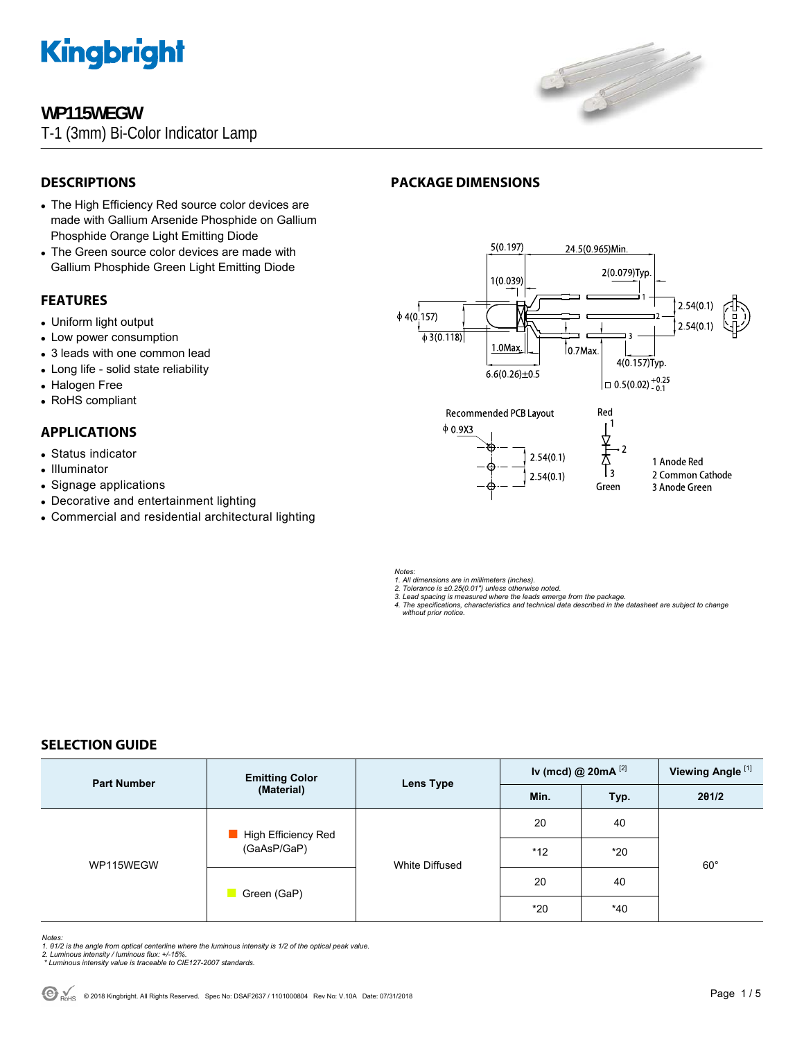# WP115WEGW

T-1 (3mm) Bi-Color Indicator Lamp

## DESCRIPTIONS

- The High Efficiency Red source color devices are made with Gallium Arsenide Phosphide on Gallium Phosphide Orange Light Emitting Diode
- The Green source color devices are made with Gallium Phosphide Green Light Emitting Diode

## FEATURES

- Uniform light output
- Low power consumption
- 3 leads with one common lead
- Long life - solid state reliability
- Halogen Free
- RoHS compliant

## APPLICATIONS

- Status indicator
- Illuminator
- Signage applications
- Decorative and entertainment lighting
- Commercial and residential architectural lighting

## PACKAGE DIMENSIONS

Recommended PCB Layout

1 Anode Red
2 Common Cathode
3 Anode Green

*Notes:*
*1. All dimensions are in millimeters (inches).*
*2. Tolerance is ±0.25(0.01") unless otherwise noted.*
*3. Lead spacing is measured where the leads emerge from the package.*
*4. The specifications, characteristics and technical data described in the datasheet are subject to change without prior notice.*

## SELECTION GUIDE

| Part Number | Emitting Color (Material) | Lens Type | Iv (mcd) @ 20mA [2] | | Viewing Angle [1] |
|---|---|---|---|---|---|
| | | | Min. | Typ. | 2θ1/2 |
| WP115WEGW | High Efficiency Red (GaAsP/GaP) | White Diffused | 20 | 40 | 60° |
| | | | *12 | *20 | |
| | Green (GaP) | | 20 | 40 | |
| | | | *20 | *40 | |

*Notes:*
*1. θ1/2 is the angle from optical centerline where the luminous intensity is 1/2 of the optical peak value.*
*2. Luminous intensity / luminous flux: +/-15%.*
** Luminous intensity value is traceable to CIE127-2007 standards.*

© 2018 Kingbright. All Rights Reserved. Spec No: DSAF2637 / 1101000804 Rev No: V.10A Date: 07/31/2018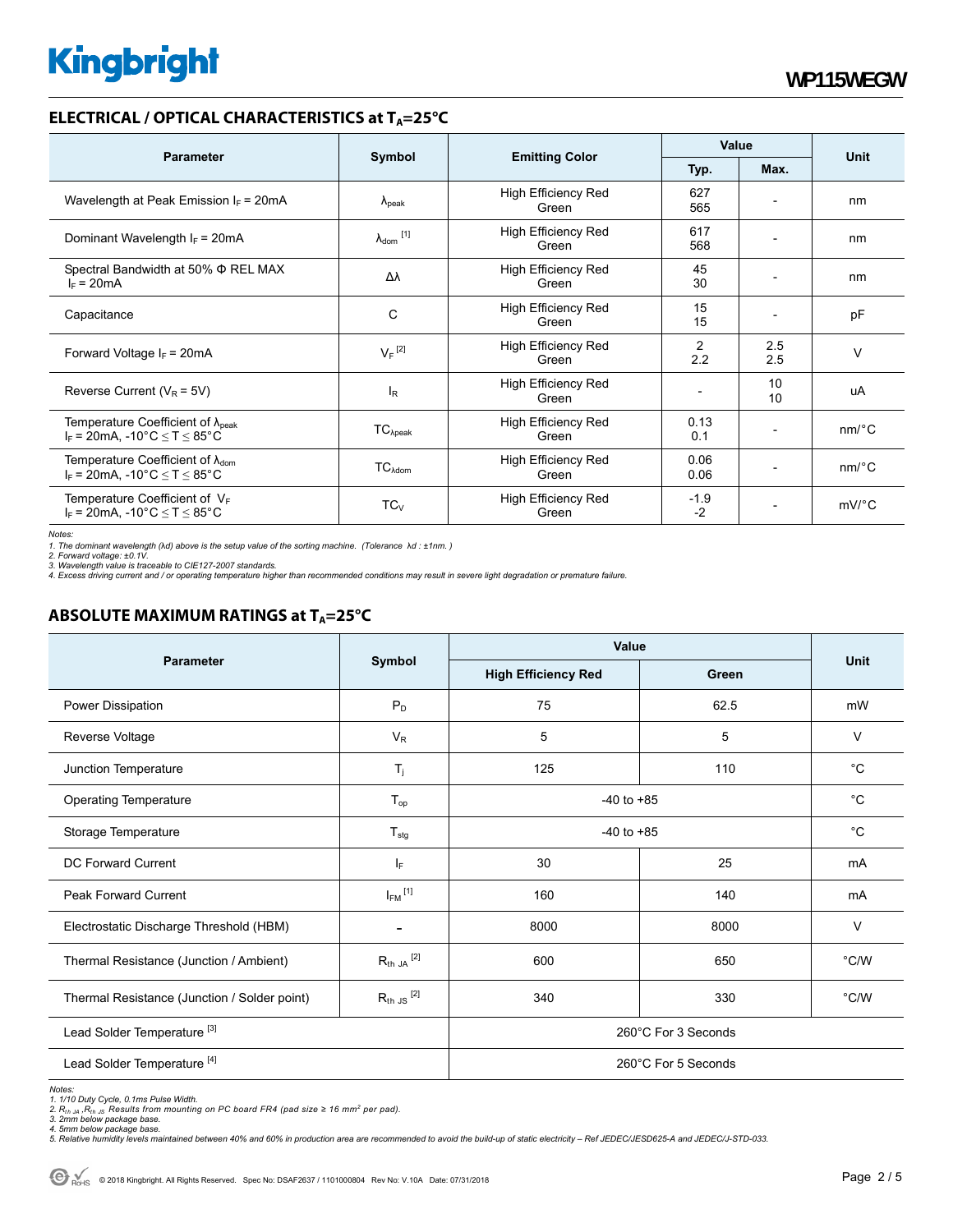## ELECTRICAL / OPTICAL CHARACTERISTICS at $T_A$=25°C

| Parameter | Symbol | Emitting Color | Value | | Unit |
|---|---|---|---|---|---|
| | | | Typ. | Max. | |
| Wavelength at Peak Emission $I_F$ = 20mA | $\lambda_{peak}$ | High Efficiency Red<br>Green | 627<br>565 | - | nm |
| Dominant Wavelength $I_F$ = 20mA | $\lambda_{dom}$ [1] | High Efficiency Red<br>Green | 617<br>568 | - | nm |
| Spectral Bandwidth at 50% Φ REL MAX<br>$I_F$ = 20mA | Δλ | High Efficiency Red<br>Green | 45<br>30 | - | nm |
| Capacitance | C | High Efficiency Red<br>Green | 15<br>15 | - | pF |
| Forward Voltage $I_F$ = 20mA | $V_F$ [2] | High Efficiency Red<br>Green | 2<br>2.2 | 2.5<br>2.5 | V |
| Reverse Current ($V_R$ = 5V) | $I_R$ | High Efficiency Red<br>Green | - | 10<br>10 | uA |
| Temperature Coefficient of $\lambda_{peak}$<br>$I_F$ = 20mA, -10°C ≤ T ≤ 85°C | $TC_{\lambda peak}$ | High Efficiency Red<br>Green | 0.13<br>0.1 | - | nm/°C |
| Temperature Coefficient of $\lambda_{dom}$<br>$I_F$ = 20mA, -10°C ≤ T ≤ 85°C | $TC_{\lambda dom}$ | High Efficiency Red<br>Green | 0.06<br>0.06 | - | nm/°C |
| Temperature Coefficient of $V_F$<br>$I_F$ = 20mA, -10°C ≤ T ≤ 85°C | $TC_V$ | High Efficiency Red<br>Green | -1.9<br>-2 | - | mV/°C |

*Notes:*
*1. The dominant wavelength (λd) above is the setup value of the sorting machine. (Tolerance λd : ±1nm. )*
*2. Forward voltage: ±0.1V.*
*3. Wavelength value is traceable to CIE127-2007 standards.*
*4. Excess driving current and / or operating temperature higher than recommended conditions may result in severe light degradation or premature failure.*

## ABSOLUTE MAXIMUM RATINGS at $T_A$=25°C

| Parameter | Symbol | Value | | Unit |
|---|---|---|---|---|
| | | High Efficiency Red | Green | |
| Power Dissipation | $P_D$ | 75 | 62.5 | mW |
| Reverse Voltage | $V_R$ | 5 | 5 | V |
| Junction Temperature | $T_j$ | 125 | 110 | °C |
| Operating Temperature | $T_{op}$ | -40 to +85 | | °C |
| Storage Temperature | $T_{stg}$ | -40 to +85 | | °C |
| DC Forward Current | $I_F$ | 30 | 25 | mA |
| Peak Forward Current | $I_{FM}$ [1] | 160 | 140 | mA |
| Electrostatic Discharge Threshold (HBM) | - | 8000 | 8000 | V |
| Thermal Resistance (Junction / Ambient) | $R_{th\ JA}$ [2] | 600 | 650 | °C/W |
| Thermal Resistance (Junction / Solder point) | $R_{th\ JS}$ [2] | 340 | 330 | °C/W |
| Lead Solder Temperature [3] | | 260°C For 3 Seconds | | |
| Lead Solder Temperature [4] | | 260°C For 5 Seconds | | |

*Notes:*
*1. 1/10 Duty Cycle, 0.1ms Pulse Width.*
*2. $R_{th\ JA}$ ,$R_{th\ JS}$ Results from mounting on PC board FR4 (pad size ≥ 16 mm² per pad).*
*3. 2mm below package base.*
*4. 5mm below package base.*
*5. Relative humidity levels maintained between 40% and 60% in production area are recommended to avoid the build-up of static electricity – Ref JEDEC/JESD625-A and JEDEC/J-STD-033.*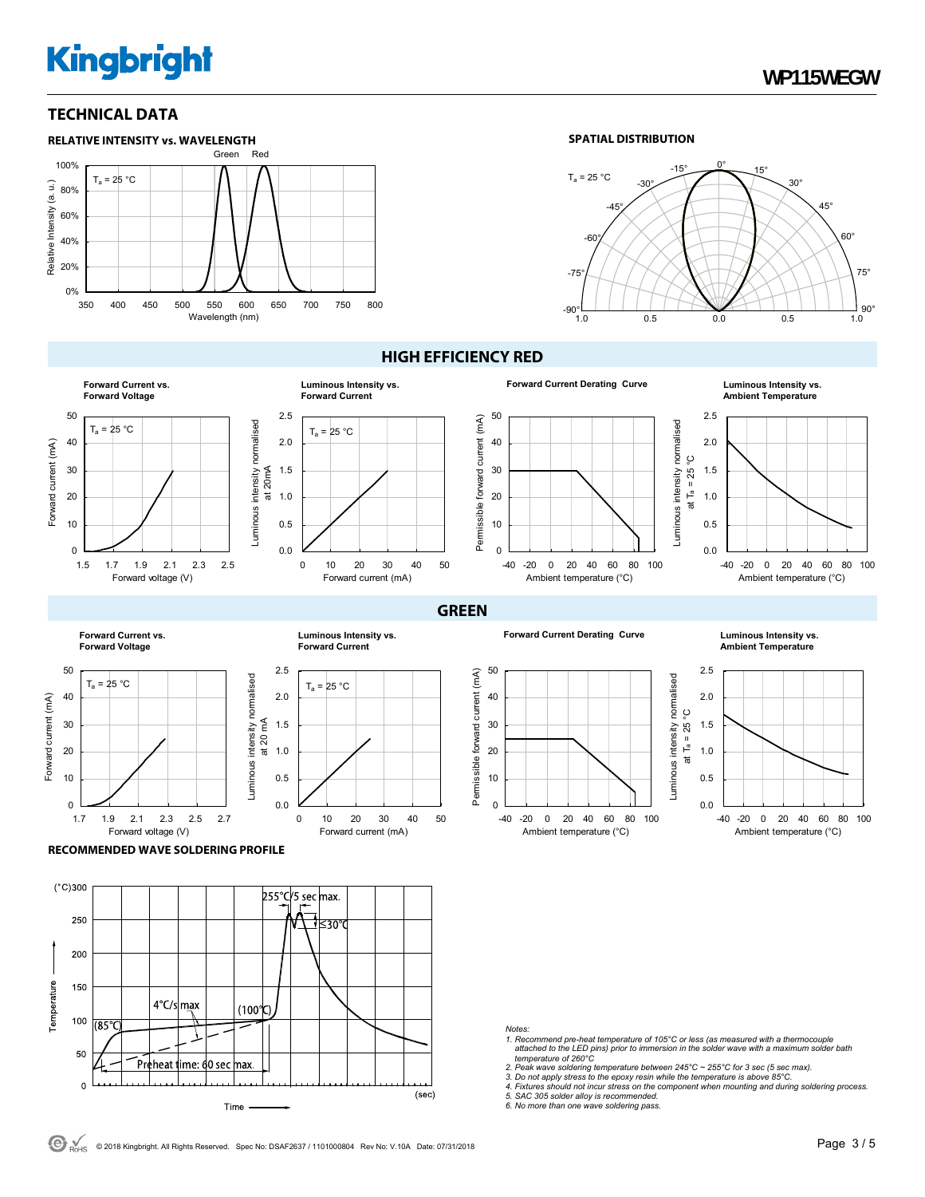## TECHNICAL DATA

**RELATIVE INTENSITY vs. WAVELENGTH**

**SPATIAL DISTRIBUTION**

### HIGH EFFICIENCY RED

**Forward Current vs. Forward Voltage**

**Luminous Intensity vs. Forward Current**

**Forward Current Derating Curve**

**Luminous Intensity vs. Ambient Temperature**

### GREEN

**Forward Current vs. Forward Voltage**

**Luminous Intensity vs. Forward Current**

**Forward Current Derating Curve**

**Luminous Intensity vs. Ambient Temperature**

**RECOMMENDED WAVE SOLDERING PROFILE**

*Notes:*
*1. Recommend pre-heat temperature of 105°C or less (as measured with a thermocouple attached to the LED pins) prior to immersion in the solder wave with a maximum solder bath temperature of 260°C*
*2. Peak wave soldering temperature between 245°C ~ 255°C for 3 sec (5 sec max).*
*3. Do not apply stress to the epoxy resin while the temperature is above 85°C.*
*4. Fixtures should not incur stress on the component when mounting and during soldering process.*
*5. SAC 305 solder alloy is recommended.*
*6. No more than one wave soldering pass.*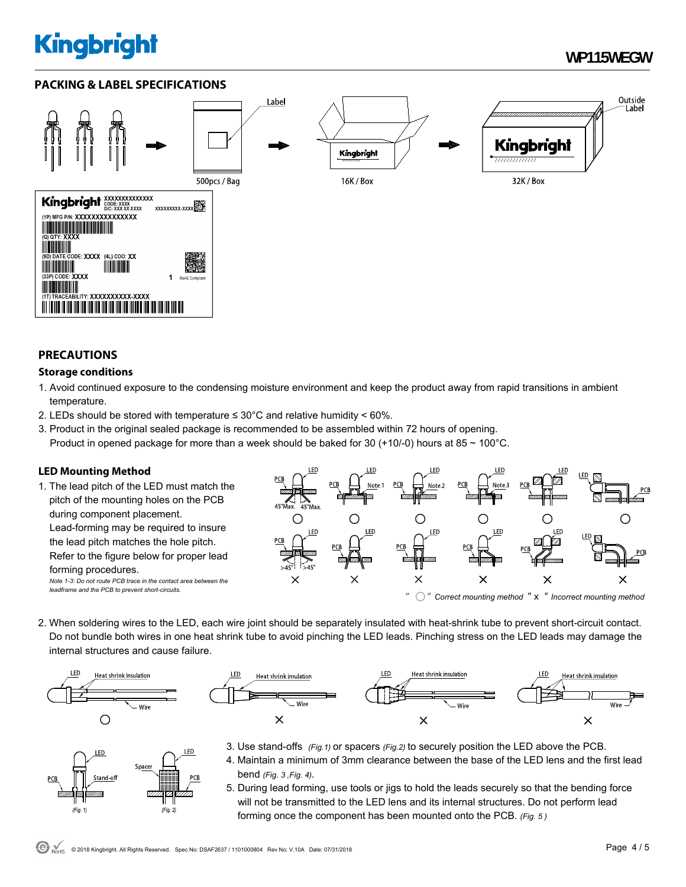## PACKING & LABEL SPECIFICATIONS

500pcs / Bag

16K / Box

32K / Box

## PRECAUTIONS

### Storage conditions

1. Avoid continued exposure to the condensing moisture environment and keep the product away from rapid transitions in ambient temperature.
2. LEDs should be stored with temperature ≤ 30°C and relative humidity < 60%.
3. Product in the original sealed package is recommended to be assembled within 72 hours of opening.
   Product in opened package for more than a week should be baked for 30 (+10/-0) hours at 85 ~ 100°C.

### LED Mounting Method

1. The lead pitch of the LED must match the pitch of the mounting holes on the PCB during component placement.
   Lead-forming may be required to insure the lead pitch matches the hole pitch.
   Refer to the figure below for proper lead forming procedures.
   *Note 1-3: Do not route PCB trace in the contact area between the leadframe and the PCB to prevent short-circuits.*

*" ○ " Correct mounting method " x " Incorrect mounting method*

2. When soldering wires to the LED, each wire joint should be separately insulated with heat-shrink tube to prevent short-circuit contact. Do not bundle both wires in one heat shrink tube to avoid pinching the LED leads. Pinching stress on the LED leads may damage the internal structures and cause failure.

3. Use stand-offs *(Fig.1)* or spacers *(Fig.2)* to securely position the LED above the PCB.
4. Maintain a minimum of 3mm clearance between the base of the LED lens and the first lead bend *(Fig. 3 ,Fig. 4)*.
5. During lead forming, use tools or jigs to hold the leads securely so that the bending force will not be transmitted to the LED lens and its internal structures. Do not perform lead forming once the component has been mounted onto the PCB. *(Fig. 5 )*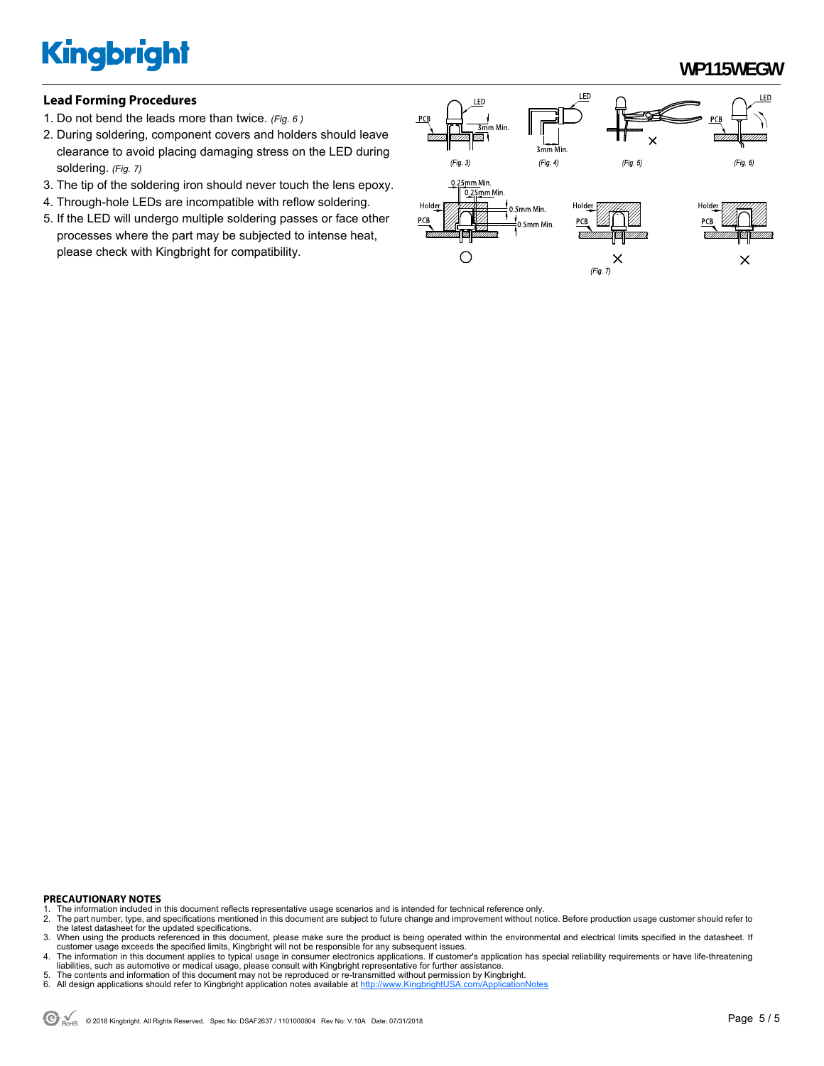## Lead Forming Procedures

1. Do not bend the leads more than twice. *(Fig. 6 )*
2. During soldering, component covers and holders should leave clearance to avoid placing damaging stress on the LED during soldering. *(Fig. 7)*
3. The tip of the soldering iron should never touch the lens epoxy.
4. Through-hole LEDs are incompatible with reflow soldering.
5. If the LED will undergo multiple soldering passes or face other processes where the part may be subjected to intense heat, please check with Kingbright for compatibility.

LED
PCB
3mm Min.
(Fig. 3)
LED
3mm Min.
(Fig. 4)
(Fig. 5)
LED
PCB
(Fig. 6)
0.25mm Min.
0.25mm Min.
Holder
PCB
0.5mm Min.
0.5mm Min.
Holder
PCB
(Fig. 7)
Holder
PCB

**PRECAUTIONARY NOTES**

1. The information included in this document reflects representative usage scenarios and is intended for technical reference only.
2. The part number, type, and specifications mentioned in this document are subject to future change and improvement without notice. Before production usage customer should refer to the latest datasheet for the updated specifications.
3. When using the products referenced in this document, please make sure the product is being operated within the environmental and electrical limits specified in the datasheet. If customer usage exceeds the specified limits, Kingbright will not be responsible for any subsequent issues.
4. The information in this document applies to typical usage in consumer electronics applications. If customer's application has special reliability requirements or have life-threatening liabilities, such as automotive or medical usage, please consult with Kingbright representative for further assistance.
5. The contents and information of this document may not be reproduced or re-transmitted without permission by Kingbright.
6. All design applications should refer to Kingbright application notes available at http://www.KingbrightUSA.com/ApplicationNotes

© 2018 Kingbright. All Rights Reserved. Spec No: DSAF2637 / 1101000804 Rev No: V.10A Date: 07/31/2018